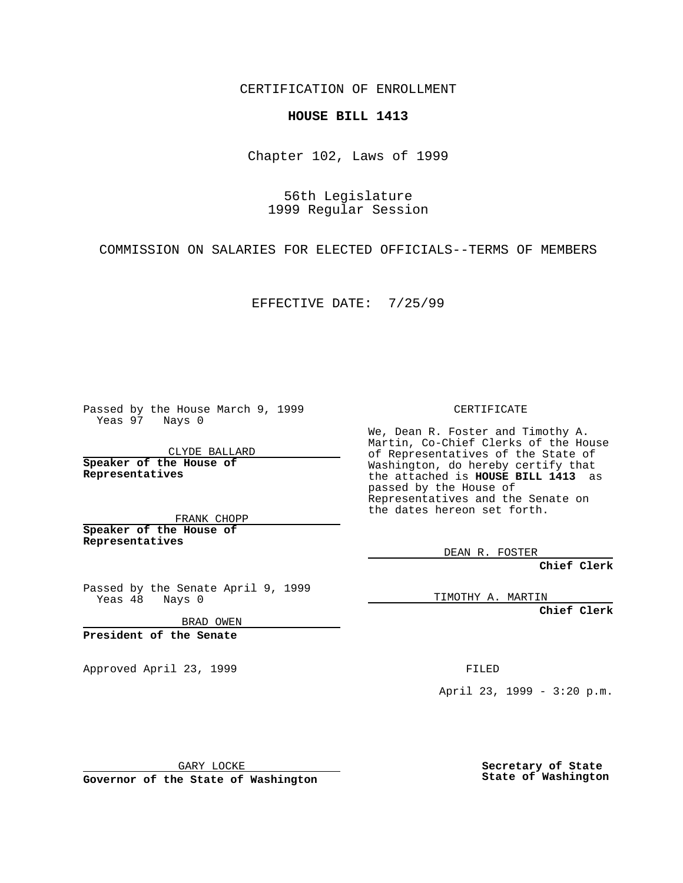CERTIFICATION OF ENROLLMENT

**HOUSE BILL 1413**

Chapter 102, Laws of 1999

56th Legislature
1999 Regular Session

COMMISSION ON SALARIES FOR ELECTED OFFICIALS--TERMS OF MEMBERS

EFFECTIVE DATE: 7/25/99

Passed by the House March 9, 1999
Yeas 97 Nays 0

CLYDE BALLARD

**Speaker of the House of Representatives**

FRANK CHOPP

**Speaker of the House of Representatives**

Passed by the Senate April 9, 1999
Yeas 48 Nays 0

BRAD OWEN

**President of the Senate**

Approved April 23, 1999

GARY LOCKE

**Governor of the State of Washington**

CERTIFICATE

We, Dean R. Foster and Timothy A. Martin, Co-Chief Clerks of the House of Representatives of the State of Washington, do hereby certify that the attached is **HOUSE BILL 1413** as passed by the House of Representatives and the Senate on the dates hereon set forth.

DEAN R. FOSTER

**Chief Clerk**

TIMOTHY A. MARTIN

**Chief Clerk**

FILED

April 23, 1999 - 3:20 p.m.

**Secretary of State**
**State of Washington**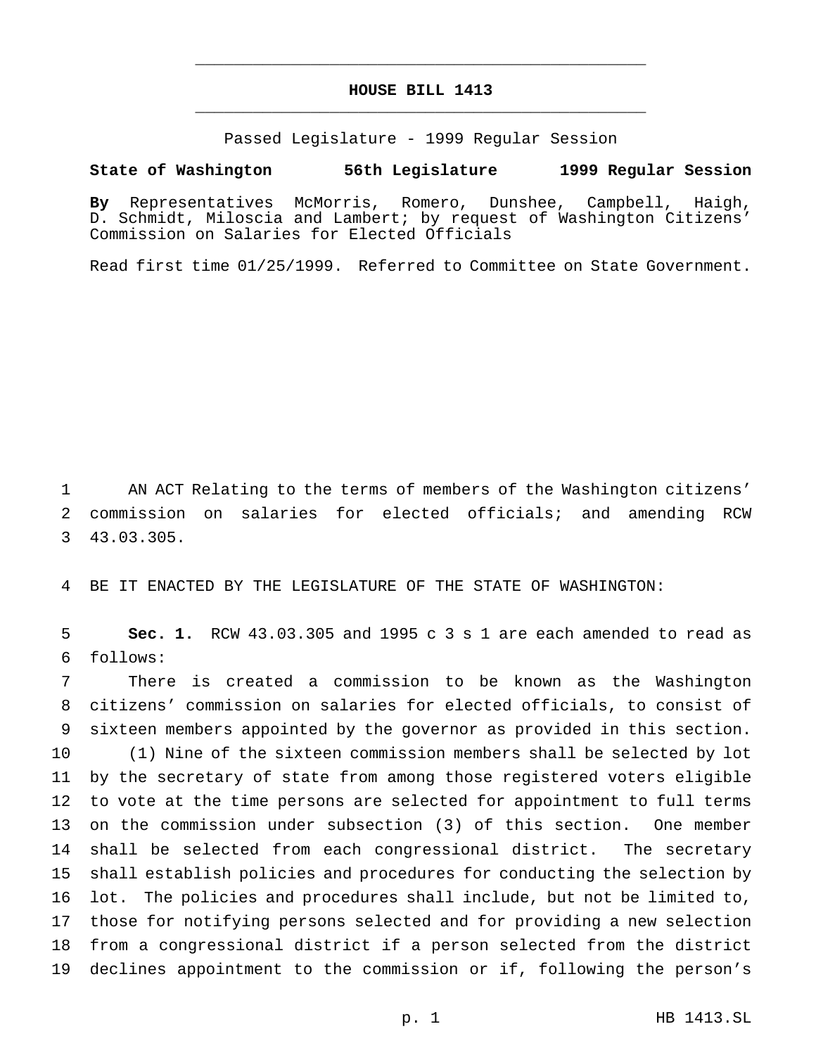# HOUSE BILL 1413

Passed Legislature - 1999 Regular Session

**State of Washington 56th Legislature 1999 Regular Session**

**By** Representatives McMorris, Romero, Dunshee, Campbell, Haigh, D. Schmidt, Miloscia and Lambert; by request of Washington Citizens' Commission on Salaries for Elected Officials

Read first time 01/25/1999. Referred to Committee on State Government.

1 AN ACT Relating to the terms of members of the Washington citizens' 2 commission on salaries for elected officials; and amending RCW 3 43.03.305.

4 BE IT ENACTED BY THE LEGISLATURE OF THE STATE OF WASHINGTON:

5 **Sec. 1.** RCW 43.03.305 and 1995 c 3 s 1 are each amended to read as 6 follows:

7 There is created a commission to be known as the Washington 8 citizens' commission on salaries for elected officials, to consist of 9 sixteen members appointed by the governor as provided in this section.

10 (1) Nine of the sixteen commission members shall be selected by lot 11 by the secretary of state from among those registered voters eligible 12 to vote at the time persons are selected for appointment to full terms 13 on the commission under subsection (3) of this section. One member 14 shall be selected from each congressional district. The secretary 15 shall establish policies and procedures for conducting the selection by 16 lot. The policies and procedures shall include, but not be limited to, 17 those for notifying persons selected and for providing a new selection 18 from a congressional district if a person selected from the district 19 declines appointment to the commission or if, following the person's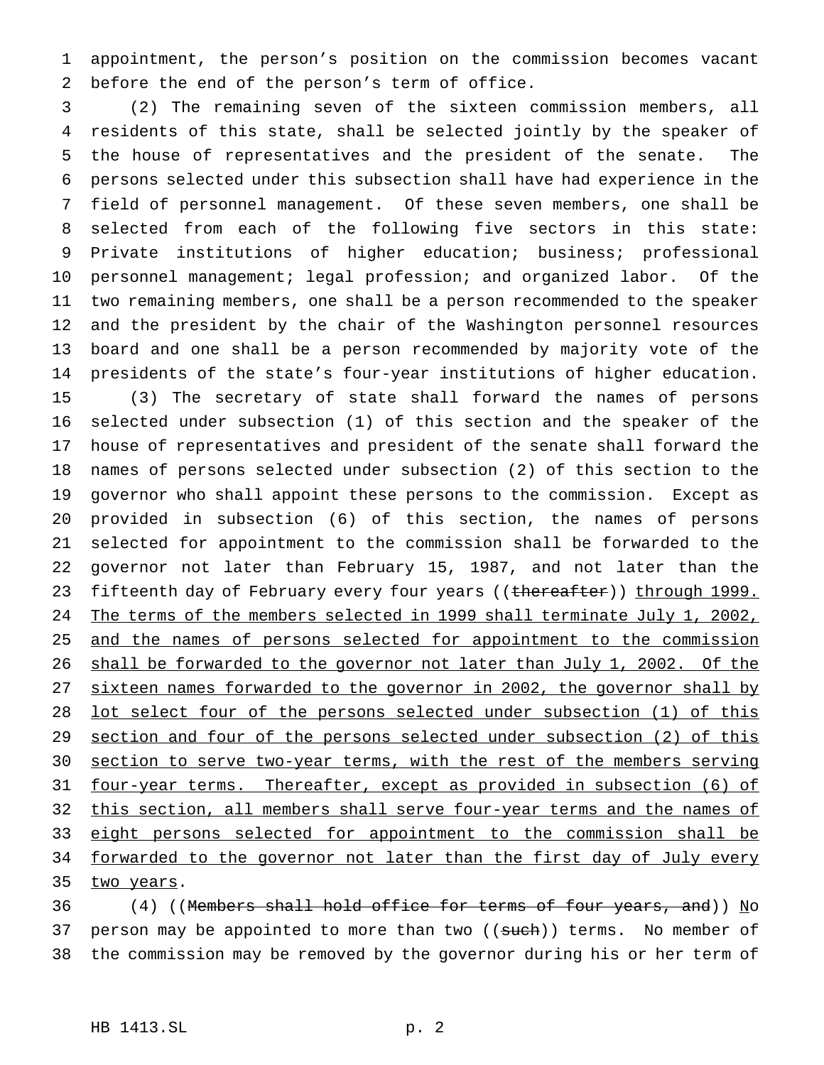appointment, the person's position on the commission becomes vacant before the end of the person's term of office.

(2) The remaining seven of the sixteen commission members, all residents of this state, shall be selected jointly by the speaker of the house of representatives and the president of the senate. The persons selected under this subsection shall have had experience in the field of personnel management. Of these seven members, one shall be selected from each of the following five sectors in this state: Private institutions of higher education; business; professional personnel management; legal profession; and organized labor. Of the two remaining members, one shall be a person recommended to the speaker and the president by the chair of the Washington personnel resources board and one shall be a person recommended by majority vote of the presidents of the state's four-year institutions of higher education.

(3) The secretary of state shall forward the names of persons selected under subsection (1) of this section and the speaker of the house of representatives and president of the senate shall forward the names of persons selected under subsection (2) of this section to the governor who shall appoint these persons to the commission. Except as provided in subsection (6) of this section, the names of persons selected for appointment to the commission shall be forwarded to the governor not later than February 15, 1987, and not later than the fifteenth day of February every four years ((~~thereafter~~)) <u>through 1999. The terms of the members selected in 1999 shall terminate July 1, 2002, and the names of persons selected for appointment to the commission shall be forwarded to the governor not later than July 1, 2002. Of the sixteen names forwarded to the governor in 2002, the governor shall by lot select four of the persons selected under subsection (1) of this section and four of the persons selected under subsection (2) of this section to serve two-year terms, with the rest of the members serving four-year terms. Thereafter, except as provided in subsection (6) of this section, all members shall serve four-year terms and the names of eight persons selected for appointment to the commission shall be forwarded to the governor not later than the first day of July every two years</u>.

(4) ((~~Members shall hold office for terms of four years, and~~)) <u>N</u>o person may be appointed to more than two ((~~such~~)) terms. No member of the commission may be removed by the governor during his or her term of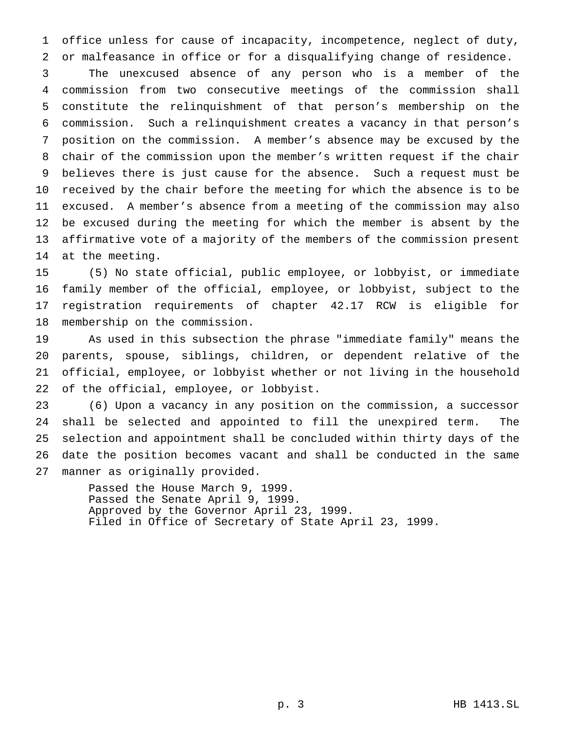office unless for cause of incapacity, incompetence, neglect of duty, or malfeasance in office or for a disqualifying change of residence.

The unexcused absence of any person who is a member of the commission from two consecutive meetings of the commission shall constitute the relinquishment of that person's membership on the commission. Such a relinquishment creates a vacancy in that person's position on the commission. A member's absence may be excused by the chair of the commission upon the member's written request if the chair believes there is just cause for the absence. Such a request must be received by the chair before the meeting for which the absence is to be excused. A member's absence from a meeting of the commission may also be excused during the meeting for which the member is absent by the affirmative vote of a majority of the members of the commission present at the meeting.

(5) No state official, public employee, or lobbyist, or immediate family member of the official, employee, or lobbyist, subject to the registration requirements of chapter 42.17 RCW is eligible for membership on the commission.

As used in this subsection the phrase "immediate family" means the parents, spouse, siblings, children, or dependent relative of the official, employee, or lobbyist whether or not living in the household of the official, employee, or lobbyist.

(6) Upon a vacancy in any position on the commission, a successor shall be selected and appointed to fill the unexpired term. The selection and appointment shall be concluded within thirty days of the date the position becomes vacant and shall be conducted in the same manner as originally provided.

Passed the House March 9, 1999.
Passed the Senate April 9, 1999.
Approved by the Governor April 23, 1999.
Filed in Office of Secretary of State April 23, 1999.